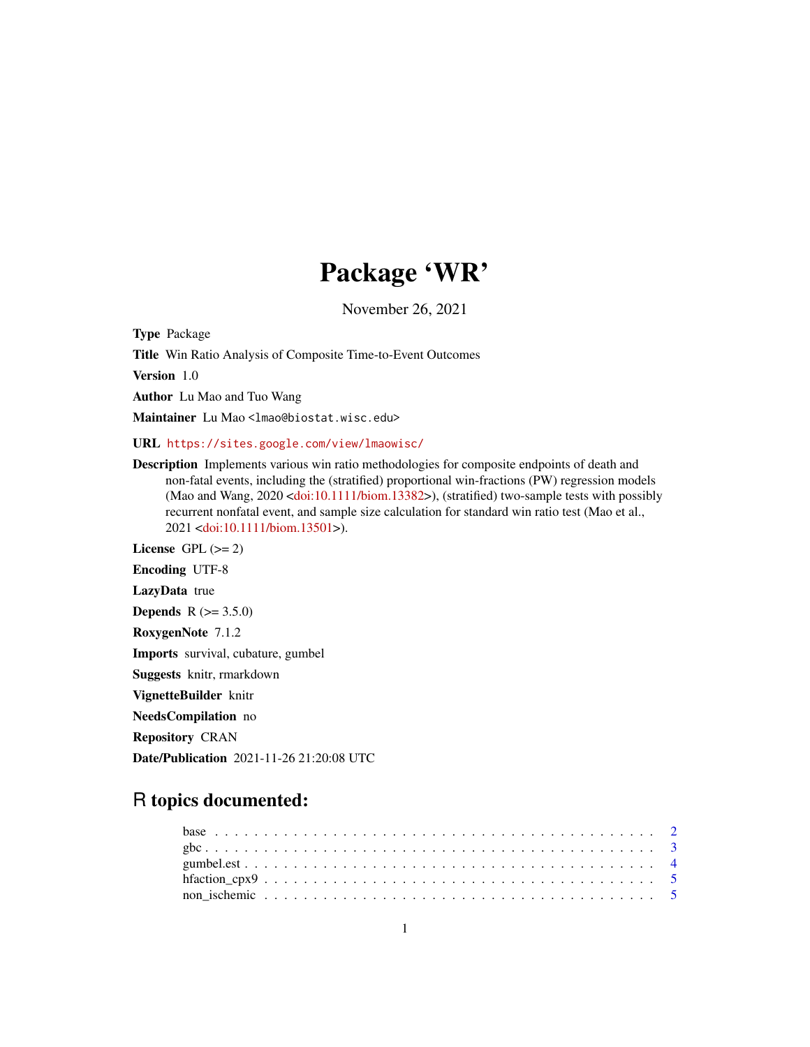# Package 'WR'

November 26, 2021

**Type** Package

**Title** Win Ratio Analysis of Composite Time-to-Event Outcomes

**Version** 1.0

**Author** Lu Mao and Tuo Wang

**Maintainer** Lu Mao <lmao@biostat.wisc.edu>

**URL** https://sites.google.com/view/lmaowisc/

**Description** Implements various win ratio methodologies for composite endpoints of death and non-fatal events, including the (stratified) proportional win-fractions (PW) regression models (Mao and Wang, 2020 <doi:10.1111/biom.13382>), (stratified) two-sample tests with possibly recurrent nonfatal event, and sample size calculation for standard win ratio test (Mao et al., 2021 <doi:10.1111/biom.13501>).

**License** GPL (>= 2)

**Encoding** UTF-8

**LazyData** true

**Depends** R (>= 3.5.0)

**RoxygenNote** 7.1.2

**Imports** survival, cubature, gumbel

**Suggests** knitr, rmarkdown

**VignetteBuilder** knitr

**NeedsCompilation** no

**Repository** CRAN

**Date/Publication** 2021-11-26 21:20:08 UTC

## R topics documented:

- base . . . . . . . . . . . . . . . . . . . . . . . . . . . . . . . . . . . . . . . . . . . . 2
- gbc . . . . . . . . . . . . . . . . . . . . . . . . . . . . . . . . . . . . . . . . . . . . . 3
- gumbel.est . . . . . . . . . . . . . . . . . . . . . . . . . . . . . . . . . . . . . . . . . 4
- hfaction_cpx9 . . . . . . . . . . . . . . . . . . . . . . . . . . . . . . . . . . . . . . . 5
- non_ischemic . . . . . . . . . . . . . . . . . . . . . . . . . . . . . . . . . . . . . . . 5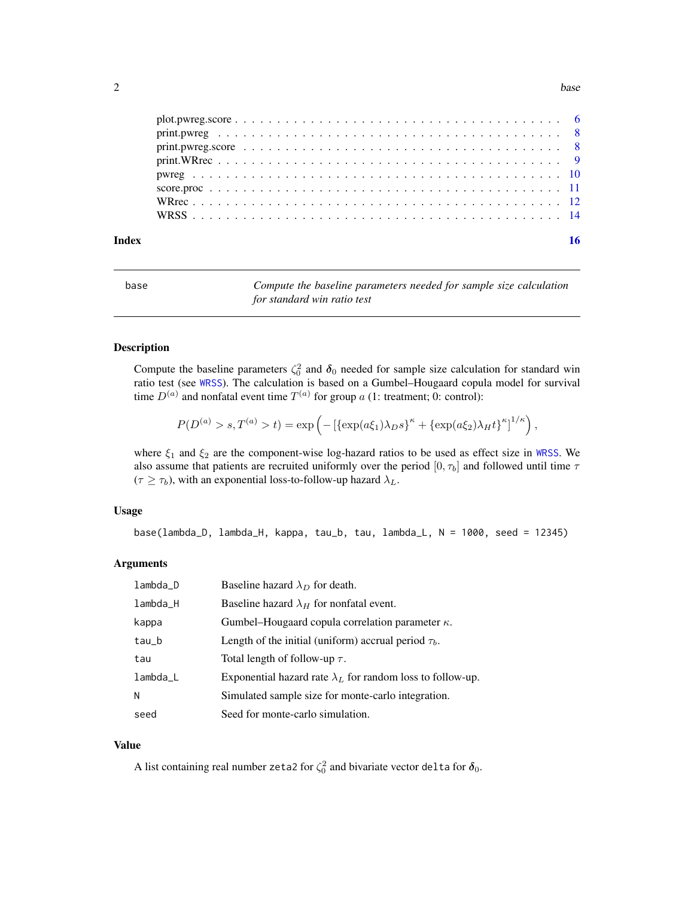plot.pwreg.score . . . . . . . . . . . . . . . . . . . . . . . . . . . . . . . . . . . . 6
print.pwreg . . . . . . . . . . . . . . . . . . . . . . . . . . . . . . . . . . . . . . 8
print.pwreg.score . . . . . . . . . . . . . . . . . . . . . . . . . . . . . . . . . . . 8
print.WRrec . . . . . . . . . . . . . . . . . . . . . . . . . . . . . . . . . . . . . . 9
pwreg . . . . . . . . . . . . . . . . . . . . . . . . . . . . . . . . . . . . . . . . . 10
score.proc . . . . . . . . . . . . . . . . . . . . . . . . . . . . . . . . . . . . . . 11
WRrec . . . . . . . . . . . . . . . . . . . . . . . . . . . . . . . . . . . . . . . . . 12
WRSS . . . . . . . . . . . . . . . . . . . . . . . . . . . . . . . . . . . . . . . . . 14

**Index** **16**

---

## base — *Compute the baseline parameters needed for sample size calculation for standard win ratio test*

---

### Description

Compute the baseline parameters $\zeta_0^2$ and $\boldsymbol{\delta}_0$ needed for sample size calculation for standard win ratio test (see WRSS). The calculation is based on a Gumbel–Hougaard copula model for survival time $D^{(a)}$ and nonfatal event time $T^{(a)}$ for group $a$ (1: treatment; 0: control):

$$P(D^{(a)} > s, T^{(a)} > t) = \exp\left(-\left[\{\exp(a\xi_1)\lambda_D s\}^{\kappa} + \{\exp(a\xi_2)\lambda_H t\}^{\kappa}\right]^{1/\kappa}\right),$$

where $\xi_1$ and $\xi_2$ are the component-wise log-hazard ratios to be used as effect size in WRSS. We also assume that patients are recruited uniformly over the period $[0, \tau_b]$ and followed until time $\tau$ ($\tau \geq \tau_b$), with an exponential loss-to-follow-up hazard $\lambda_L$.

### Usage

```
base(lambda_D, lambda_H, kappa, tau_b, tau, lambda_L, N = 1000, seed = 12345)
```

### Arguments

| | |
|---|---|
| lambda_D | Baseline hazard $\lambda_D$ for death. |
| lambda_H | Baseline hazard $\lambda_H$ for nonfatal event. |
| kappa | Gumbel–Hougaard copula correlation parameter $\kappa$. |
| tau_b | Length of the initial (uniform) accrual period $\tau_b$. |
| tau | Total length of follow-up $\tau$. |
| lambda_L | Exponential hazard rate $\lambda_L$ for random loss to follow-up. |
| N | Simulated sample size for monte-carlo integration. |
| seed | Seed for monte-carlo simulation. |

### Value

A list containing real number `zeta2` for $\zeta_0^2$ and bivariate vector `delta` for $\boldsymbol{\delta}_0$.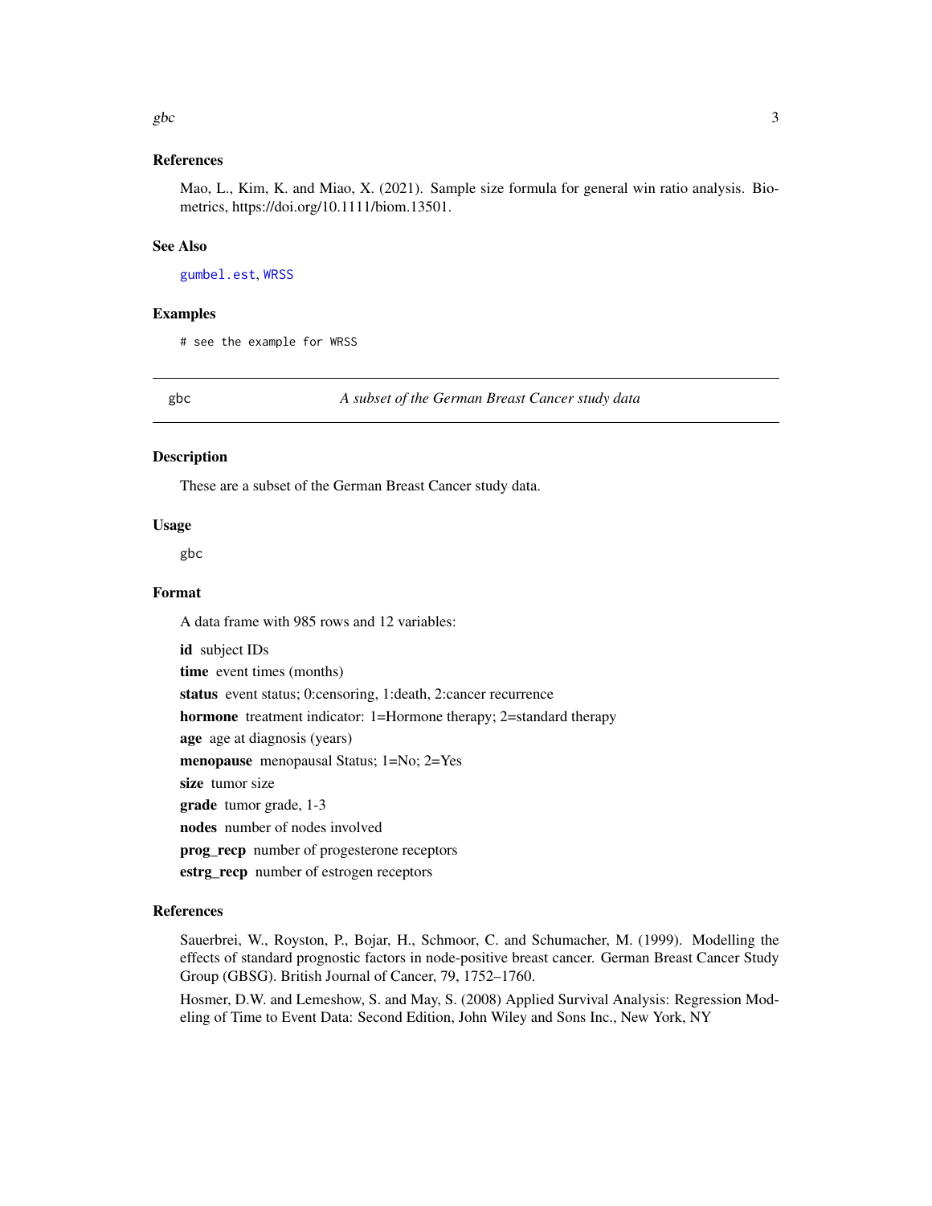### References

Mao, L., Kim, K. and Miao, X. (2021). Sample size formula for general win ratio analysis. Biometrics, https://doi.org/10.1111/biom.13501.

### See Also

gumbel.est, WRSS

### Examples

```
# see the example for WRSS
```

---

## gbc — *A subset of the German Breast Cancer study data*

### Description

These are a subset of the German Breast Cancer study data.

### Usage

```
gbc
```

### Format

A data frame with 985 rows and 12 variables:

**id** subject IDs

**time** event times (months)

**status** event status; 0:censoring, 1:death, 2:cancer recurrence

**hormone** treatment indicator: 1=Hormone therapy; 2=standard therapy

**age** age at diagnosis (years)

**menopause** menopausal Status; 1=No; 2=Yes

**size** tumor size

**grade** tumor grade, 1-3

**nodes** number of nodes involved

**prog_recp** number of progesterone receptors

**estrg_recp** number of estrogen receptors

### References

Sauerbrei, W., Royston, P., Bojar, H., Schmoor, C. and Schumacher, M. (1999). Modelling the effects of standard prognostic factors in node-positive breast cancer. German Breast Cancer Study Group (GBSG). British Journal of Cancer, 79, 1752–1760.

Hosmer, D.W. and Lemeshow, S. and May, S. (2008) Applied Survival Analysis: Regression Modeling of Time to Event Data: Second Edition, John Wiley and Sons Inc., New York, NY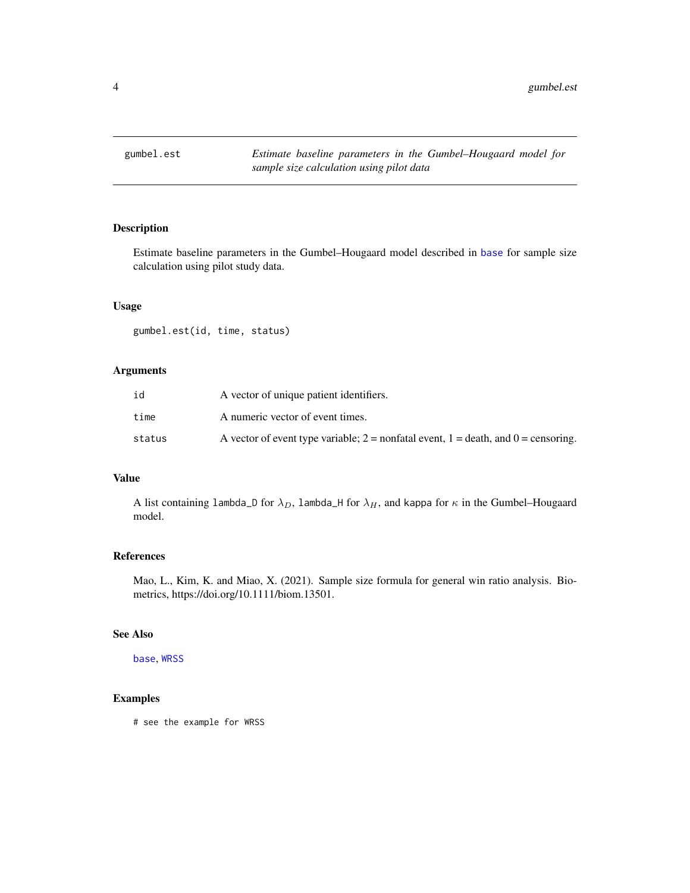`gumbel.est` *Estimate baseline parameters in the Gumbel–Hougaard model for sample size calculation using pilot data*

## Description

Estimate baseline parameters in the Gumbel–Hougaard model described in `base` for sample size calculation using pilot study data.

## Usage

```
gumbel.est(id, time, status)
```

## Arguments

| | |
|---|---|
| `id` | A vector of unique patient identifiers. |
| `time` | A numeric vector of event times. |
| `status` | A vector of event type variable; 2 = nonfatal event, 1 = death, and 0 = censoring. |

## Value

A list containing `lambda_D` for $\lambda_D$, `lambda_H` for $\lambda_H$, and `kappa` for $\kappa$ in the Gumbel–Hougaard model.

## References

Mao, L., Kim, K. and Miao, X. (2021). Sample size formula for general win ratio analysis. Biometrics, https://doi.org/10.1111/biom.13501.

## See Also

`base`, `WRSS`

## Examples

```
# see the example for WRSS
```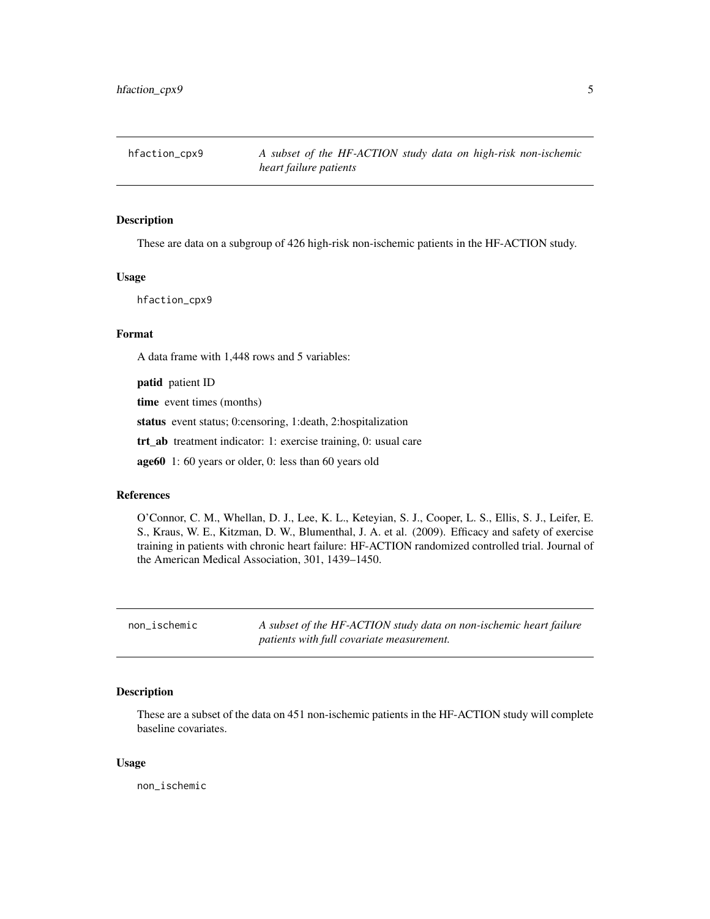## hfaction_cpx9 — *A subset of the HF-ACTION study data on high-risk non-ischemic heart failure patients*

### Description

These are data on a subgroup of 426 high-risk non-ischemic patients in the HF-ACTION study.

### Usage

```
hfaction_cpx9
```

### Format

A data frame with 1,448 rows and 5 variables:

**patid** patient ID

**time** event times (months)

**status** event status; 0:censoring, 1:death, 2:hospitalization

**trt_ab** treatment indicator: 1: exercise training, 0: usual care

**age60** 1: 60 years or older, 0: less than 60 years old

### References

O'Connor, C. M., Whellan, D. J., Lee, K. L., Keteyian, S. J., Cooper, L. S., Ellis, S. J., Leifer, E. S., Kraus, W. E., Kitzman, D. W., Blumenthal, J. A. et al. (2009). Efficacy and safety of exercise training in patients with chronic heart failure: HF-ACTION randomized controlled trial. Journal of the American Medical Association, 301, 1439–1450.

## non_ischemic — *A subset of the HF-ACTION study data on non-ischemic heart failure patients with full covariate measurement.*

### Description

These are a subset of the data on 451 non-ischemic patients in the HF-ACTION study will complete baseline covariates.

### Usage

```
non_ischemic
```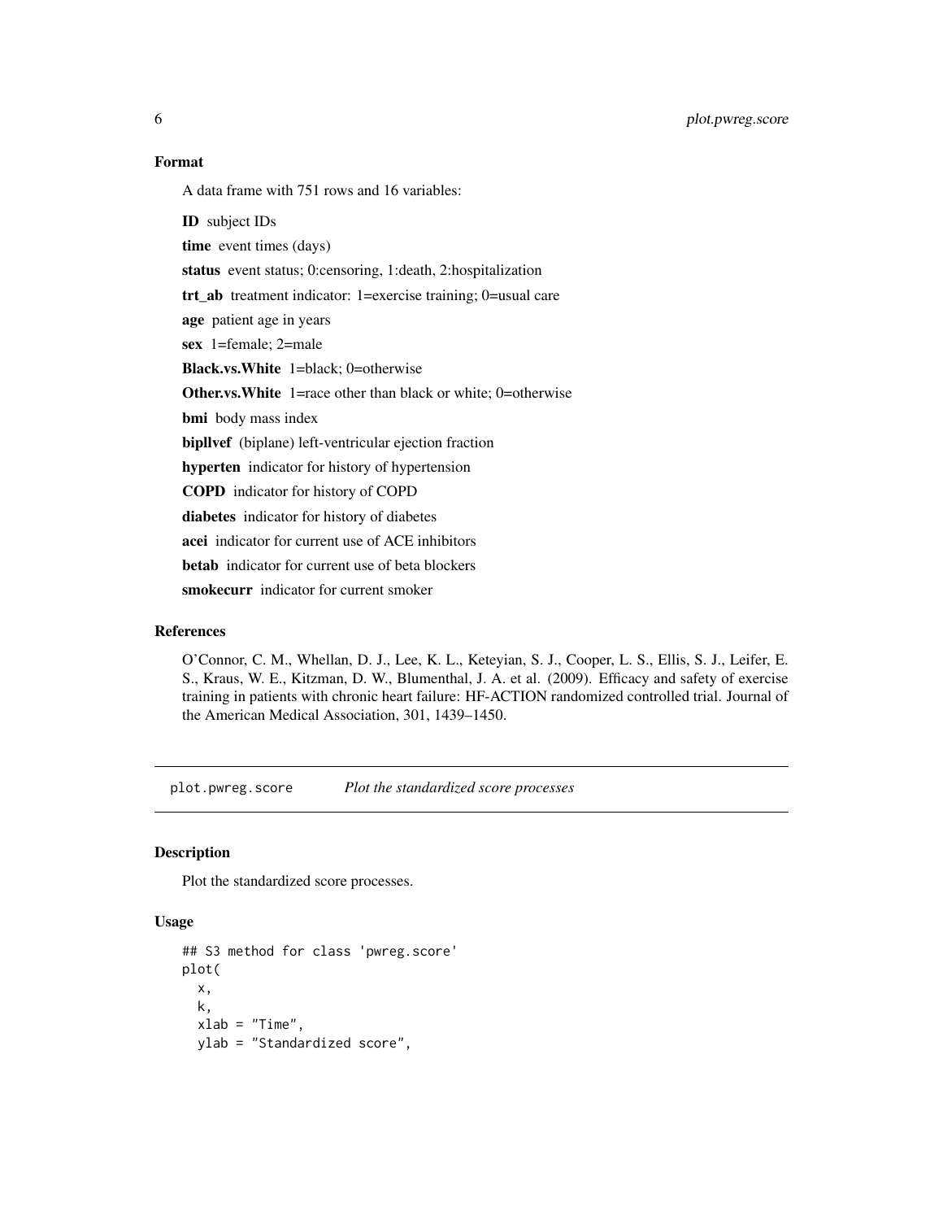### Format

A data frame with 751 rows and 16 variables:

**ID** subject IDs

**time** event times (days)

**status** event status; 0:censoring, 1:death, 2:hospitalization

**trt_ab** treatment indicator: 1=exercise training; 0=usual care

**age** patient age in years

**sex** 1=female; 2=male

**Black.vs.White** 1=black; 0=otherwise

**Other.vs.White** 1=race other than black or white; 0=otherwise

**bmi** body mass index

**bipllvef** (biplane) left-ventricular ejection fraction

**hyperten** indicator for history of hypertension

**COPD** indicator for history of COPD

**diabetes** indicator for history of diabetes

**acei** indicator for current use of ACE inhibitors

**betab** indicator for current use of beta blockers

**smokecurr** indicator for current smoker

### References

O'Connor, C. M., Whellan, D. J., Lee, K. L., Keteyian, S. J., Cooper, L. S., Ellis, S. J., Leifer, E. S., Kraus, W. E., Kitzman, D. W., Blumenthal, J. A. et al. (2009). Efficacy and safety of exercise training in patients with chronic heart failure: HF-ACTION randomized controlled trial. Journal of the American Medical Association, 301, 1439–1450.

## plot.pwreg.score *Plot the standardized score processes*

### Description

Plot the standardized score processes.

### Usage

```
## S3 method for class 'pwreg.score'
plot(
  x,
  k,
  xlab = "Time",
  ylab = "Standardized score",
```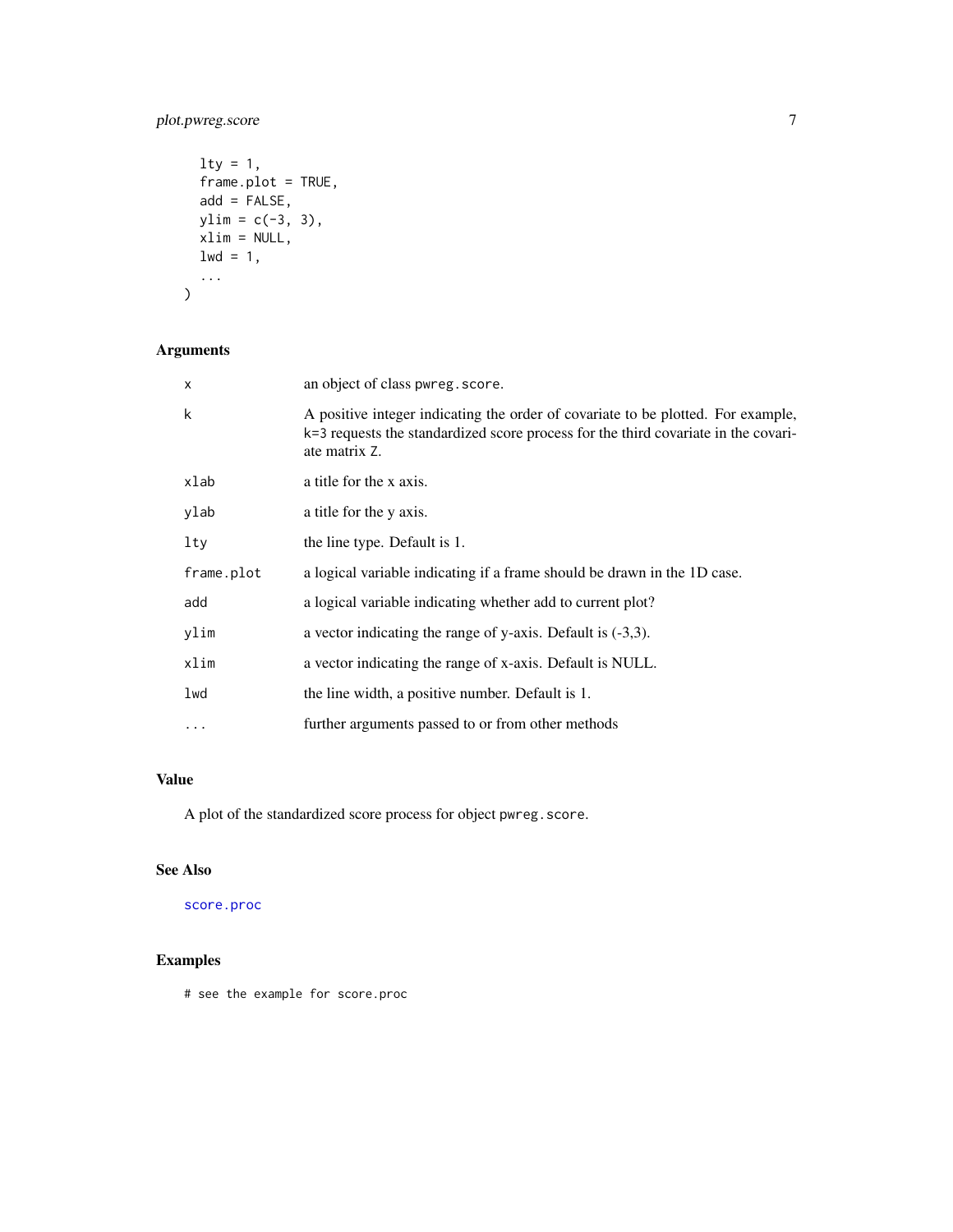```
  lty = 1,
  frame.plot = TRUE,
  add = FALSE,
  ylim = c(-3, 3),
  xlim = NULL,
  lwd = 1,
  ...
)
```

## Arguments

| | |
|---|---|
| x | an object of class pwreg.score. |
| k | A positive integer indicating the order of covariate to be plotted. For example, k=3 requests the standardized score process for the third covariate in the covariate matrix Z. |
| xlab | a title for the x axis. |
| ylab | a title for the y axis. |
| lty | the line type. Default is 1. |
| frame.plot | a logical variable indicating if a frame should be drawn in the 1D case. |
| add | a logical variable indicating whether add to current plot? |
| ylim | a vector indicating the range of y-axis. Default is (-3,3). |
| xlim | a vector indicating the range of x-axis. Default is NULL. |
| lwd | the line width, a positive number. Default is 1. |
| ... | further arguments passed to or from other methods |

## Value

A plot of the standardized score process for object pwreg.score.

## See Also

score.proc

## Examples

```
# see the example for score.proc
```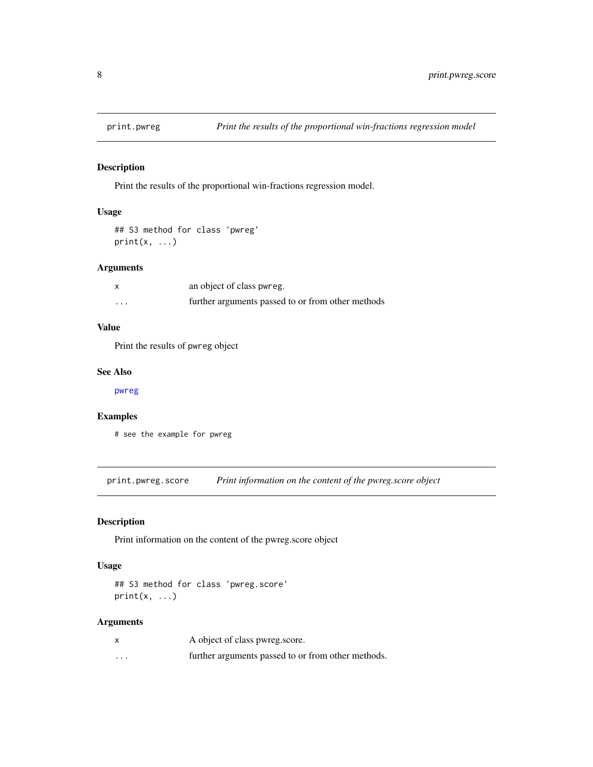## print.pwreg — *Print the results of the proportional win-fractions regression model*

### Description

Print the results of the proportional win-fractions regression model.

### Usage

```
## S3 method for class 'pwreg'
print(x, ...)
```

### Arguments

| | |
|---|---|
| x | an object of class `pwreg`. |
| ... | further arguments passed to or from other methods |

### Value

Print the results of `pwreg` object

### See Also

pwreg

### Examples

```
# see the example for pwreg
```

## print.pwreg.score — *Print information on the content of the pwreg.score object*

### Description

Print information on the content of the pwreg.score object

### Usage

```
## S3 method for class 'pwreg.score'
print(x, ...)
```

### Arguments

| | |
|---|---|
| x | A object of class pwreg.score. |
| ... | further arguments passed to or from other methods. |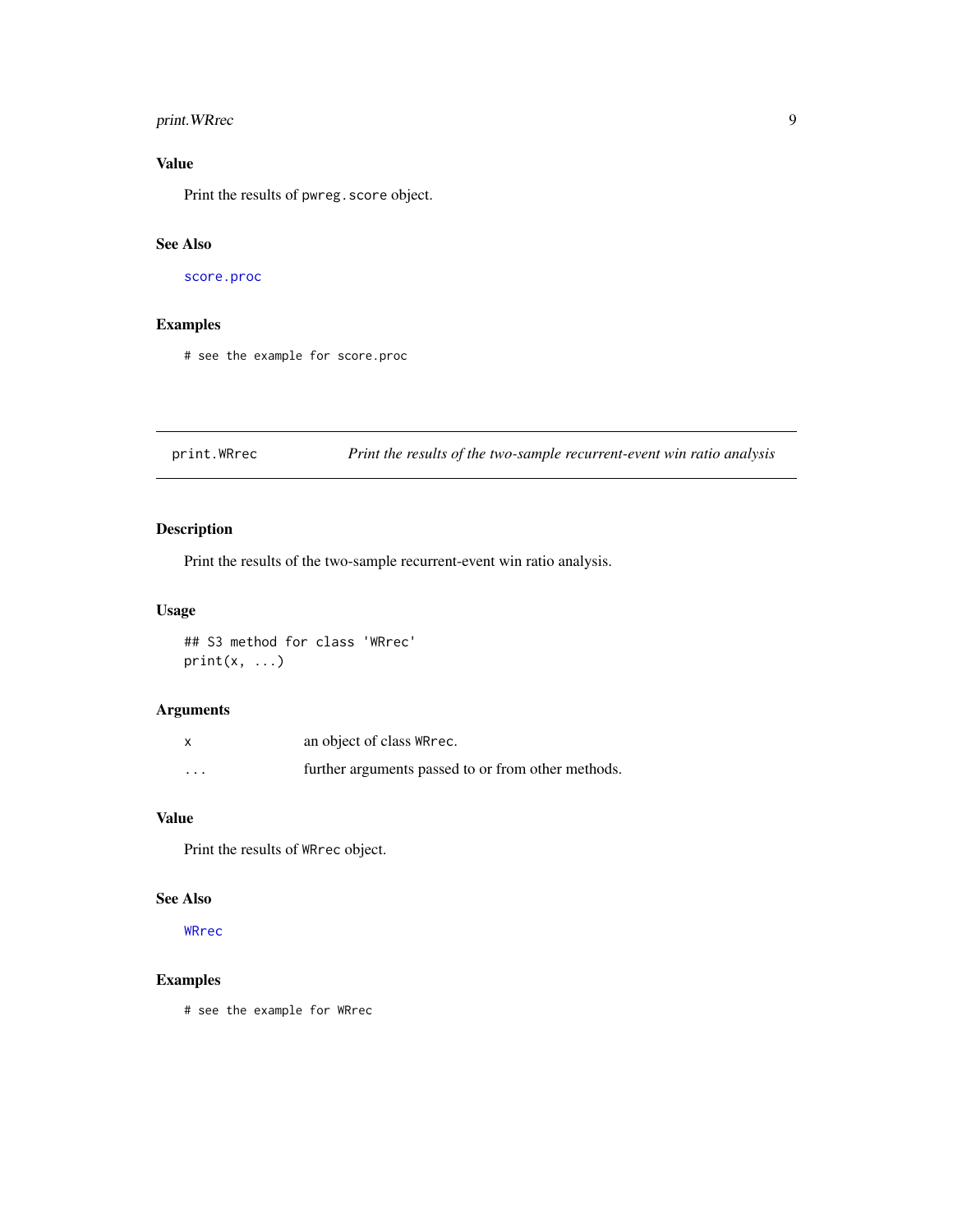## Value

Print the results of `pwreg.score` object.

## See Also

`score.proc`

## Examples

```
# see the example for score.proc
```

---

# print.WRrec — *Print the results of the two-sample recurrent-event win ratio analysis*

## Description

Print the results of the two-sample recurrent-event win ratio analysis.

## Usage

```
## S3 method for class 'WRrec'
print(x, ...)
```

## Arguments

| | |
|---|---|
| x | an object of class `WRrec`. |
| ... | further arguments passed to or from other methods. |

## Value

Print the results of `WRrec` object.

## See Also

`WRrec`

## Examples

```
# see the example for WRrec
```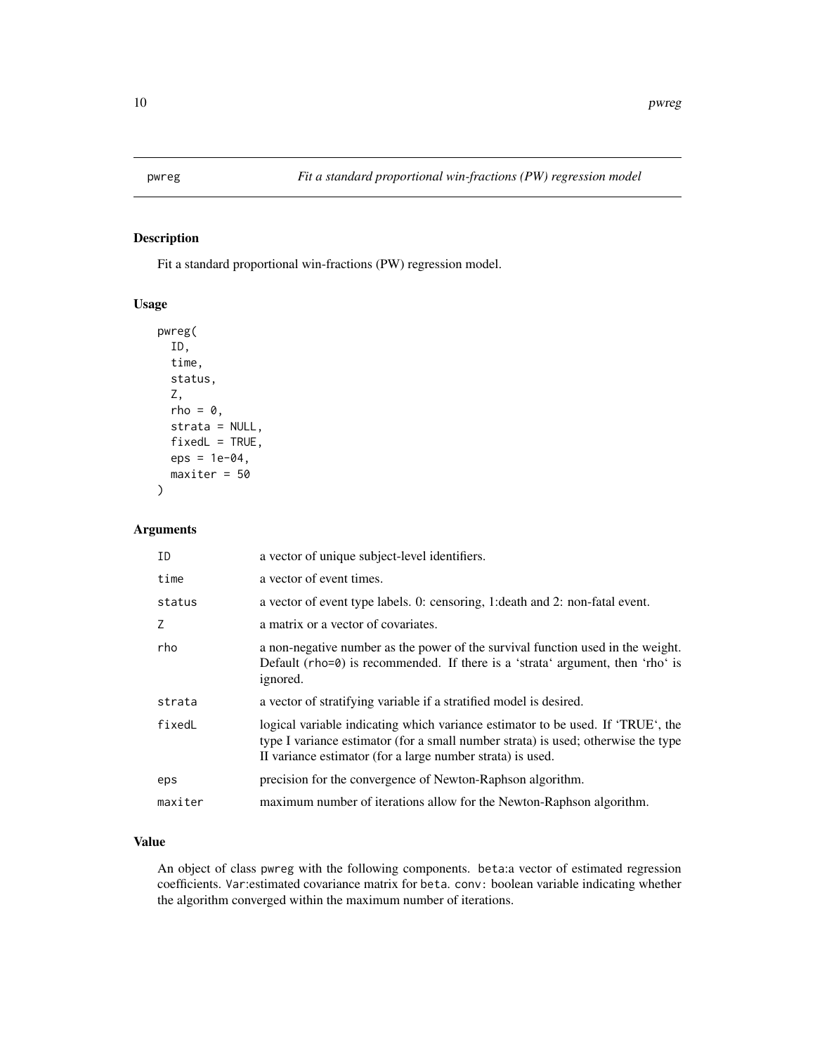pwreg — *Fit a standard proportional win-fractions (PW) regression model*

## Description

Fit a standard proportional win-fractions (PW) regression model.

## Usage

```
pwreg(
  ID,
  time,
  status,
  Z,
  rho = 0,
  strata = NULL,
  fixedL = TRUE,
  eps = 1e-04,
  maxiter = 50
)
```

## Arguments

| | |
|---|---|
| `ID` | a vector of unique subject-level identifiers. |
| `time` | a vector of event times. |
| `status` | a vector of event type labels. 0: censoring, 1:death and 2: non-fatal event. |
| `Z` | a matrix or a vector of covariates. |
| `rho` | a non-negative number as the power of the survival function used in the weight. Default (`rho=0`) is recommended. If there is a 'strata' argument, then 'rho' is ignored. |
| `strata` | a vector of stratifying variable if a stratified model is desired. |
| `fixedL` | logical variable indicating which variance estimator to be used. If 'TRUE', the type I variance estimator (for a small number strata) is used; otherwise the type II variance estimator (for a large number strata) is used. |
| `eps` | precision for the convergence of Newton-Raphson algorithm. |
| `maxiter` | maximum number of iterations allow for the Newton-Raphson algorithm. |

## Value

An object of class `pwreg` with the following components. `beta`:a vector of estimated regression coefficients. `Var`:estimated covariance matrix for `beta`. `conv`: boolean variable indicating whether the algorithm converged within the maximum number of iterations.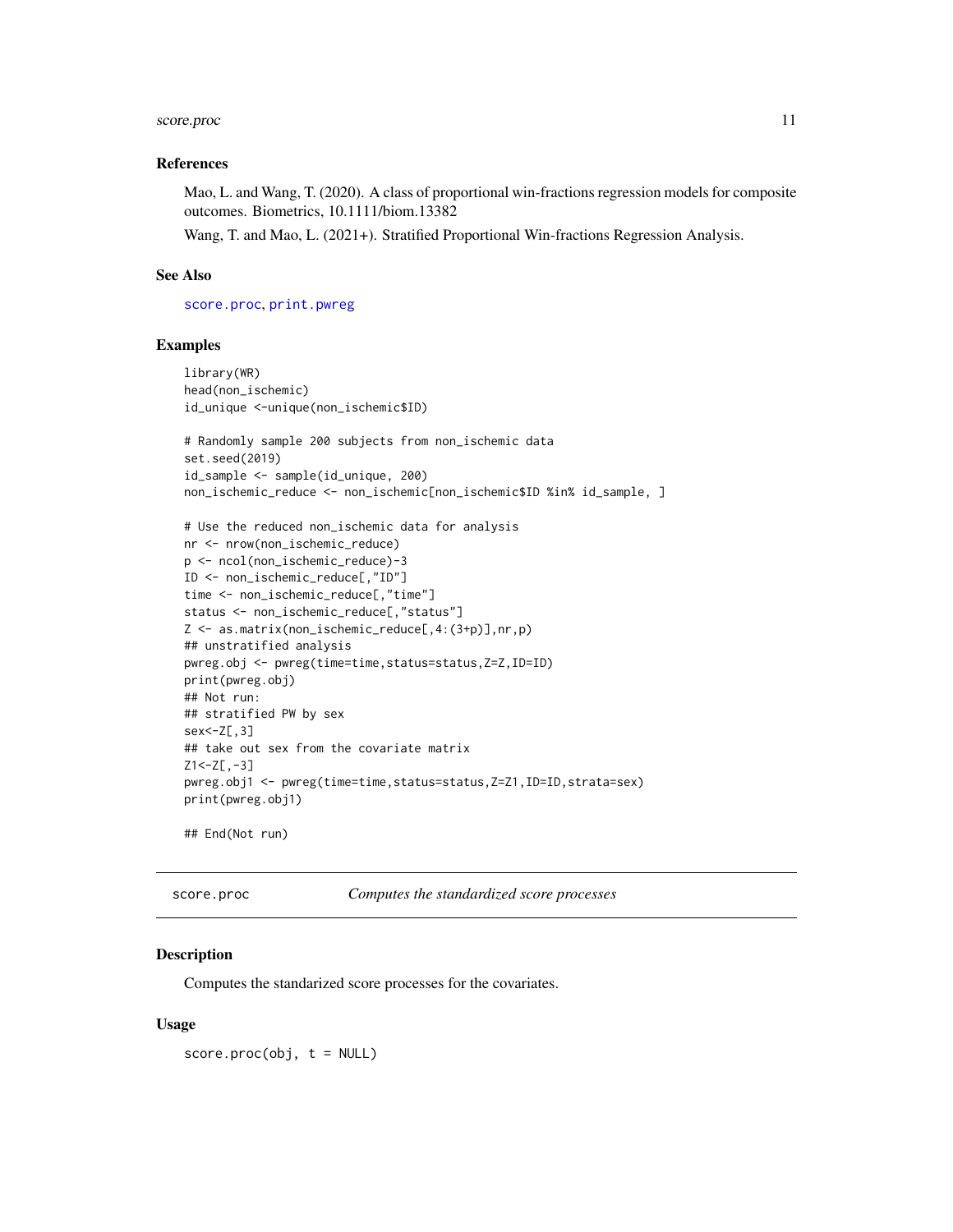### References

Mao, L. and Wang, T. (2020). A class of proportional win-fractions regression models for composite outcomes. Biometrics, 10.1111/biom.13382

Wang, T. and Mao, L. (2021+). Stratified Proportional Win-fractions Regression Analysis.

### See Also

score.proc, print.pwreg

### Examples

```
library(WR)
head(non_ischemic)
id_unique <-unique(non_ischemic$ID)

# Randomly sample 200 subjects from non_ischemic data
set.seed(2019)
id_sample <- sample(id_unique, 200)
non_ischemic_reduce <- non_ischemic[non_ischemic$ID %in% id_sample, ]

# Use the reduced non_ischemic data for analysis
nr <- nrow(non_ischemic_reduce)
p <- ncol(non_ischemic_reduce)-3
ID <- non_ischemic_reduce[,"ID"]
time <- non_ischemic_reduce[,"time"]
status <- non_ischemic_reduce[,"status"]
Z <- as.matrix(non_ischemic_reduce[,4:(3+p)],nr,p)
## unstratified analysis
pwreg.obj <- pwreg(time=time,status=status,Z=Z,ID=ID)
print(pwreg.obj)
## Not run:
## stratified PW by sex
sex<-Z[,3]
## take out sex from the covariate matrix
Z1<-Z[,-3]
pwreg.obj1 <- pwreg(time=time,status=status,Z=Z1,ID=ID,strata=sex)
print(pwreg.obj1)

## End(Not run)
```

---

## score.proc — *Computes the standardized score processes*

### Description

Computes the standarized score processes for the covariates.

### Usage

```
score.proc(obj, t = NULL)
```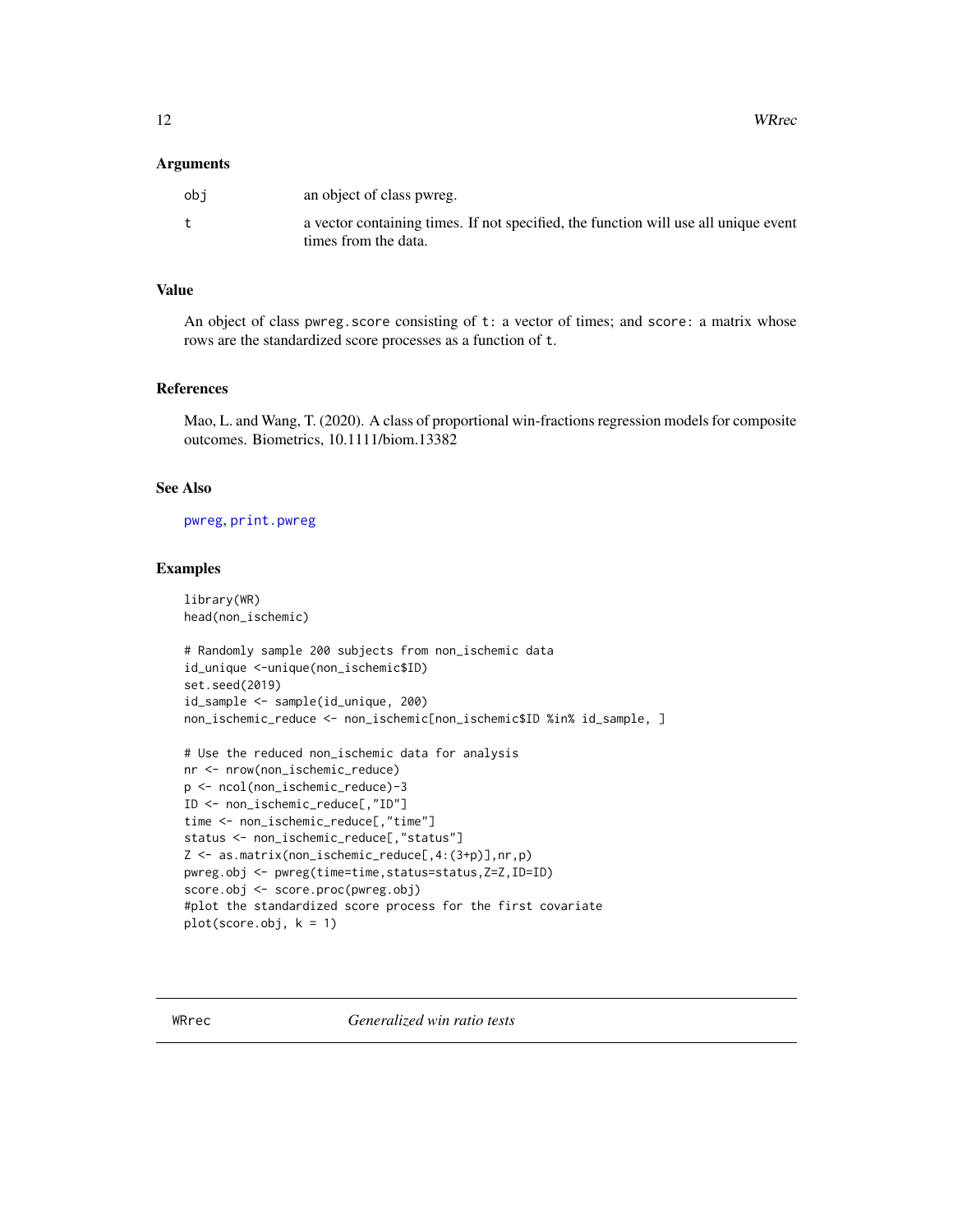### Arguments

| | |
|---|---|
| obj | an object of class pwreg. |
| t | a vector containing times. If not specified, the function will use all unique event times from the data. |

### Value

An object of class `pwreg.score` consisting of `t`: a vector of times; and `score`: a matrix whose rows are the standardized score processes as a function of `t`.

### References

Mao, L. and Wang, T. (2020). A class of proportional win-fractions regression models for composite outcomes. Biometrics, 10.1111/biom.13382

### See Also

`pwreg`, `print.pwreg`

### Examples

```
library(WR)
head(non_ischemic)

# Randomly sample 200 subjects from non_ischemic data
id_unique <-unique(non_ischemic$ID)
set.seed(2019)
id_sample <- sample(id_unique, 200)
non_ischemic_reduce <- non_ischemic[non_ischemic$ID %in% id_sample, ]

# Use the reduced non_ischemic data for analysis
nr <- nrow(non_ischemic_reduce)
p <- ncol(non_ischemic_reduce)-3
ID <- non_ischemic_reduce[,"ID"]
time <- non_ischemic_reduce[,"time"]
status <- non_ischemic_reduce[,"status"]
Z <- as.matrix(non_ischemic_reduce[,4:(3+p)],nr,p)
pwreg.obj <- pwreg(time=time,status=status,Z=Z,ID=ID)
score.obj <- score.proc(pwreg.obj)
#plot the standardized score process for the first covariate
plot(score.obj, k = 1)
```

---

## WRrec *Generalized win ratio tests*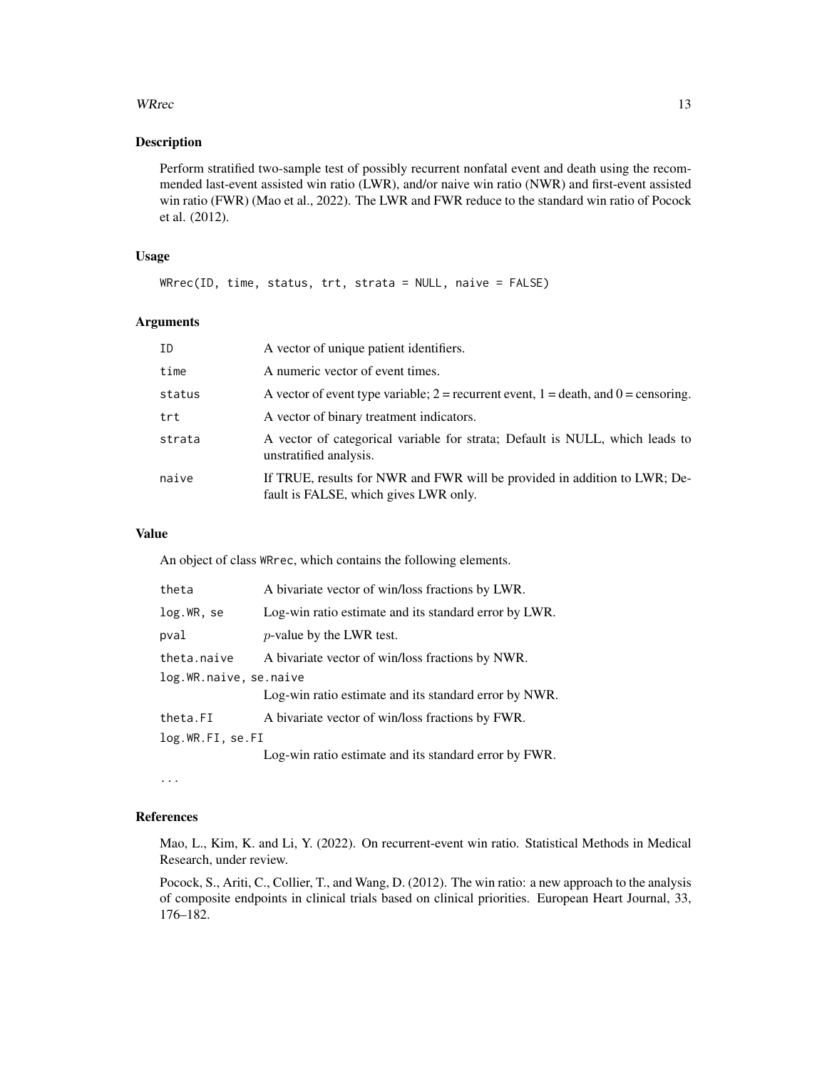## Description

Perform stratified two-sample test of possibly recurrent nonfatal event and death using the recommended last-event assisted win ratio (LWR), and/or naive win ratio (NWR) and first-event assisted win ratio (FWR) (Mao et al., 2022). The LWR and FWR reduce to the standard win ratio of Pocock et al. (2012).

## Usage

```
WRrec(ID, time, status, trt, strata = NULL, naive = FALSE)
```

## Arguments

| | |
|---|---|
| ID | A vector of unique patient identifiers. |
| time | A numeric vector of event times. |
| status | A vector of event type variable; 2 = recurrent event, 1 = death, and 0 = censoring. |
| trt | A vector of binary treatment indicators. |
| strata | A vector of categorical variable for strata; Default is NULL, which leads to unstratified analysis. |
| naive | If TRUE, results for NWR and FWR will be provided in addition to LWR; Default is FALSE, which gives LWR only. |

## Value

An object of class `WRrec`, which contains the following elements.

| | |
|---|---|
| theta | A bivariate vector of win/loss fractions by LWR. |
| log.WR, se | Log-win ratio estimate and its standard error by LWR. |
| pval | $p$-value by the LWR test. |
| theta.naive | A bivariate vector of win/loss fractions by NWR. |
| log.WR.naive, se.naive | Log-win ratio estimate and its standard error by NWR. |
| theta.FI | A bivariate vector of win/loss fractions by FWR. |
| log.WR.FI, se.FI | Log-win ratio estimate and its standard error by FWR. |

...

## References

Mao, L., Kim, K. and Li, Y. (2022). On recurrent-event win ratio. Statistical Methods in Medical Research, under review.

Pocock, S., Ariti, C., Collier, T., and Wang, D. (2012). The win ratio: a new approach to the analysis of composite endpoints in clinical trials based on clinical priorities. European Heart Journal, 33, 176–182.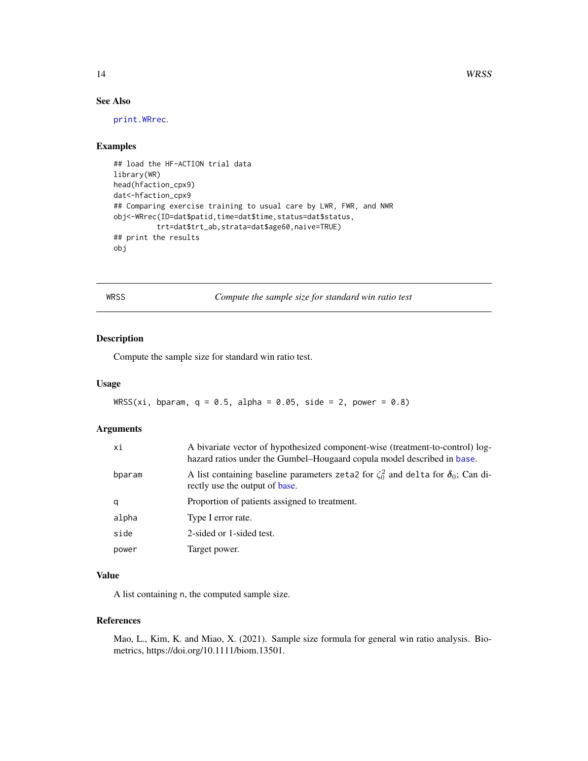## See Also

print.WRrec.

## Examples

```
## load the HF-ACTION trial data
library(WR)
head(hfaction_cpx9)
dat<-hfaction_cpx9
## Comparing exercise training to usual care by LWR, FWR, and NWR
obj<-WRrec(ID=dat$patid,time=dat$time,status=dat$status,
          trt=dat$trt_ab,strata=dat$age60,naive=TRUE)
## print the results
obj
```

---

WRSS — *Compute the sample size for standard win ratio test*

---

## Description

Compute the sample size for standard win ratio test.

## Usage

```
WRSS(xi, bparam, q = 0.5, alpha = 0.05, side = 2, power = 0.8)
```

## Arguments

| | |
|---|---|
| xi | A bivariate vector of hypothesized component-wise (treatment-to-control) log-hazard ratios under the Gumbel–Hougaard copula model described in base. |
| bparam | A list containing baseline parameters zeta2 for $\zeta_0^2$ and delta for $\delta_0$; Can directly use the output of base. |
| q | Proportion of patients assigned to treatment. |
| alpha | Type I error rate. |
| side | 2-sided or 1-sided test. |
| power | Target power. |

## Value

A list containing n, the computed sample size.

## References

Mao, L., Kim, K. and Miao, X. (2021). Sample size formula for general win ratio analysis. Biometrics, https://doi.org/10.1111/biom.13501.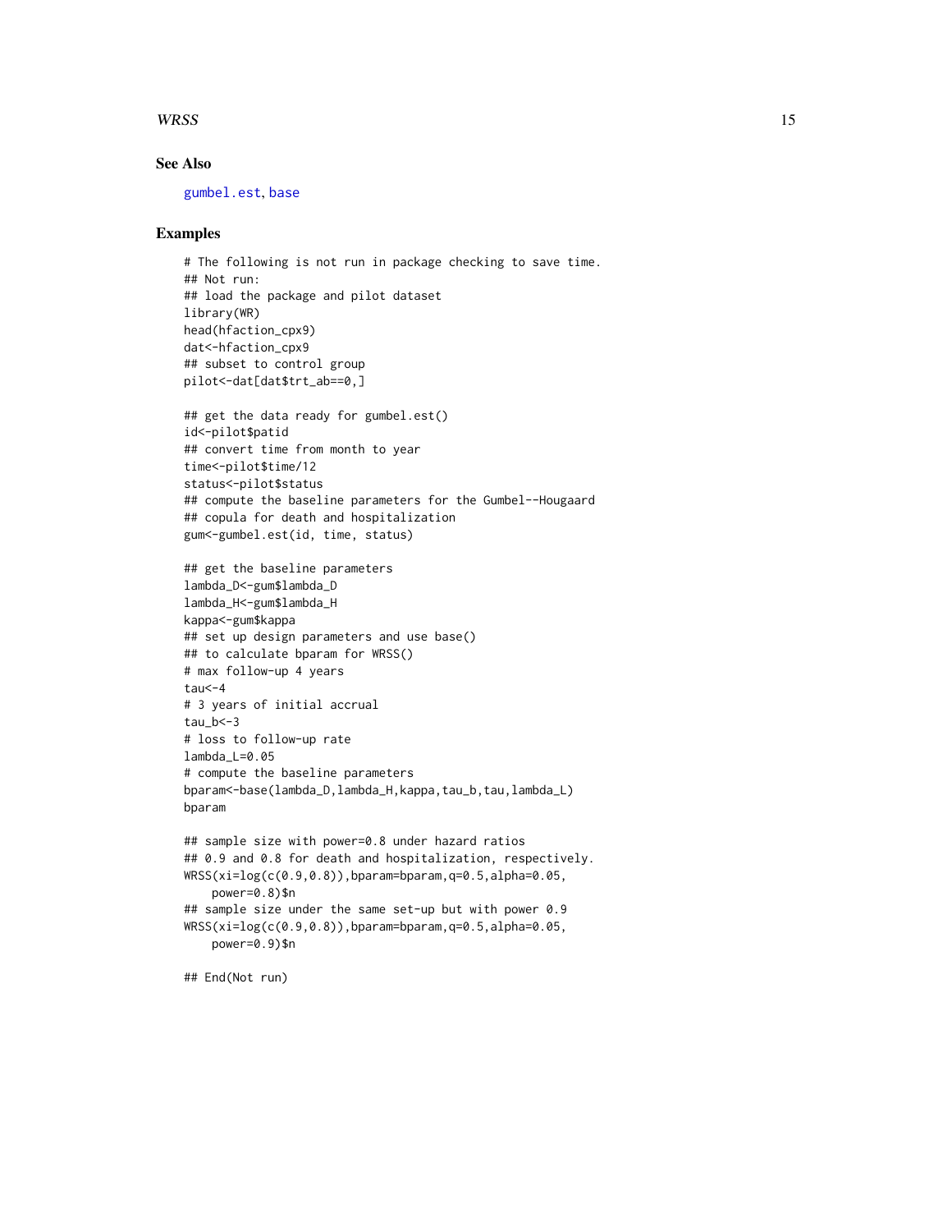## See Also

gumbel.est, base

## Examples

```
# The following is not run in package checking to save time.
## Not run:
## load the package and pilot dataset
library(WR)
head(hfaction_cpx9)
dat<-hfaction_cpx9
## subset to control group
pilot<-dat[dat$trt_ab==0,]

## get the data ready for gumbel.est()
id<-pilot$patid
## convert time from month to year
time<-pilot$time/12
status<-pilot$status
## compute the baseline parameters for the Gumbel--Hougaard
## copula for death and hospitalization
gum<-gumbel.est(id, time, status)

## get the baseline parameters
lambda_D<-gum$lambda_D
lambda_H<-gum$lambda_H
kappa<-gum$kappa
## set up design parameters and use base()
## to calculate bparam for WRSS()
# max follow-up 4 years
tau<-4
# 3 years of initial accrual
tau_b<-3
# loss to follow-up rate
lambda_L=0.05
# compute the baseline parameters
bparam<-base(lambda_D,lambda_H,kappa,tau_b,tau,lambda_L)
bparam

## sample size with power=0.8 under hazard ratios
## 0.9 and 0.8 for death and hospitalization, respectively.
WRSS(xi=log(c(0.9,0.8)),bparam=bparam,q=0.5,alpha=0.05,
    power=0.8)$n
## sample size under the same set-up but with power 0.9
WRSS(xi=log(c(0.9,0.8)),bparam=bparam,q=0.5,alpha=0.05,
    power=0.9)$n

## End(Not run)
```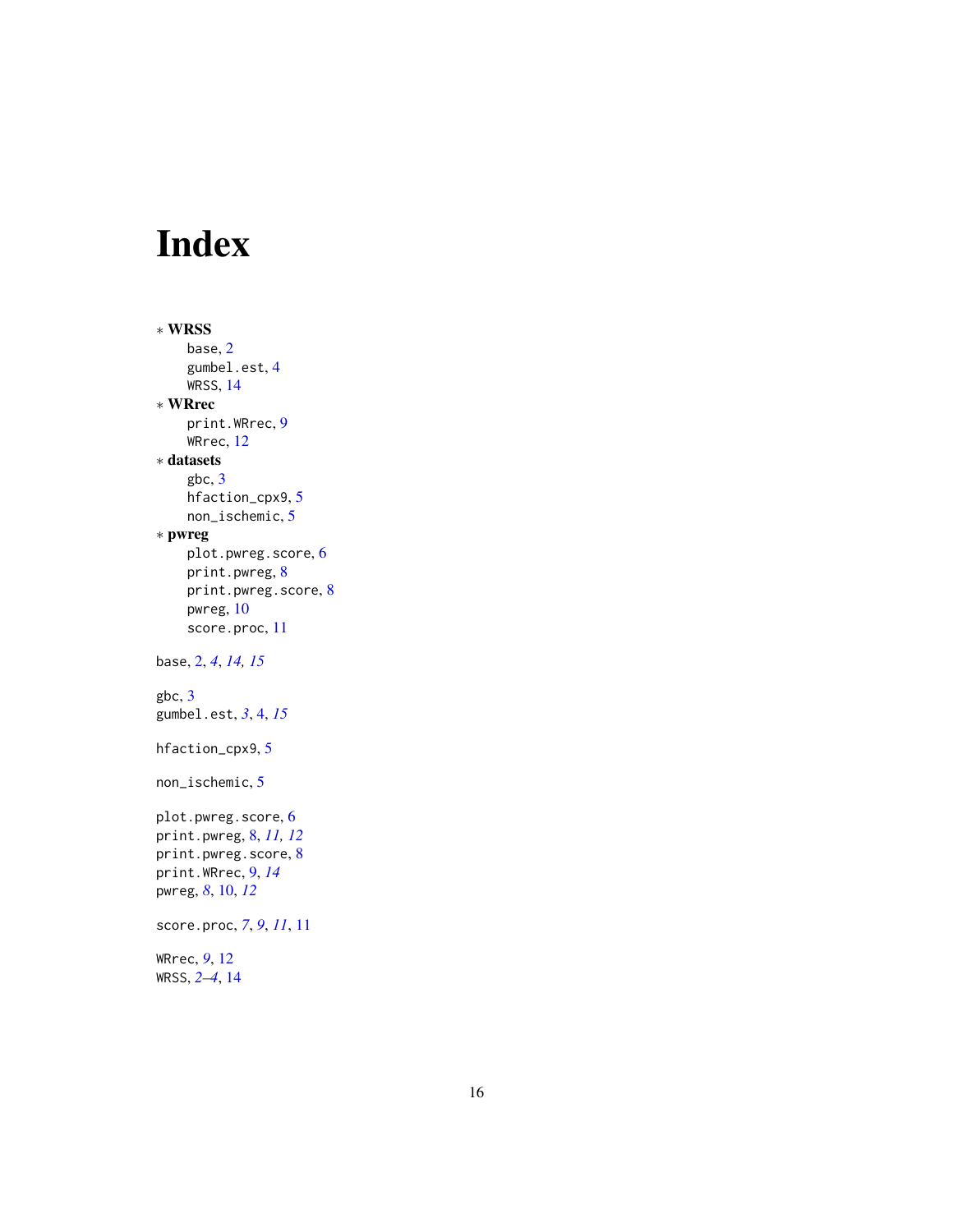# Index

∗ **WRSS**
  base, 2
  gumbel.est, 4
  WRSS, 14

∗ **WRrec**
  print.WRrec, 9
  WRrec, 12

∗ **datasets**
  gbc, 3
  hfaction_cpx9, 5
  non_ischemic, 5

∗ **pwreg**
  plot.pwreg.score, 6
  print.pwreg, 8
  print.pwreg.score, 8
  pwreg, 10
  score.proc, 11

base, 2, *4*, *14, 15*

gbc, 3
gumbel.est, *3*, 4, *15*

hfaction_cpx9, 5

non_ischemic, 5

plot.pwreg.score, 6
print.pwreg, 8, *11, 12*
print.pwreg.score, 8
print.WRrec, 9, *14*
pwreg, *8*, 10, *12*

score.proc, *7*, *9*, *11*, 11

WRrec, *9*, 12
WRSS, *2–4*, 14